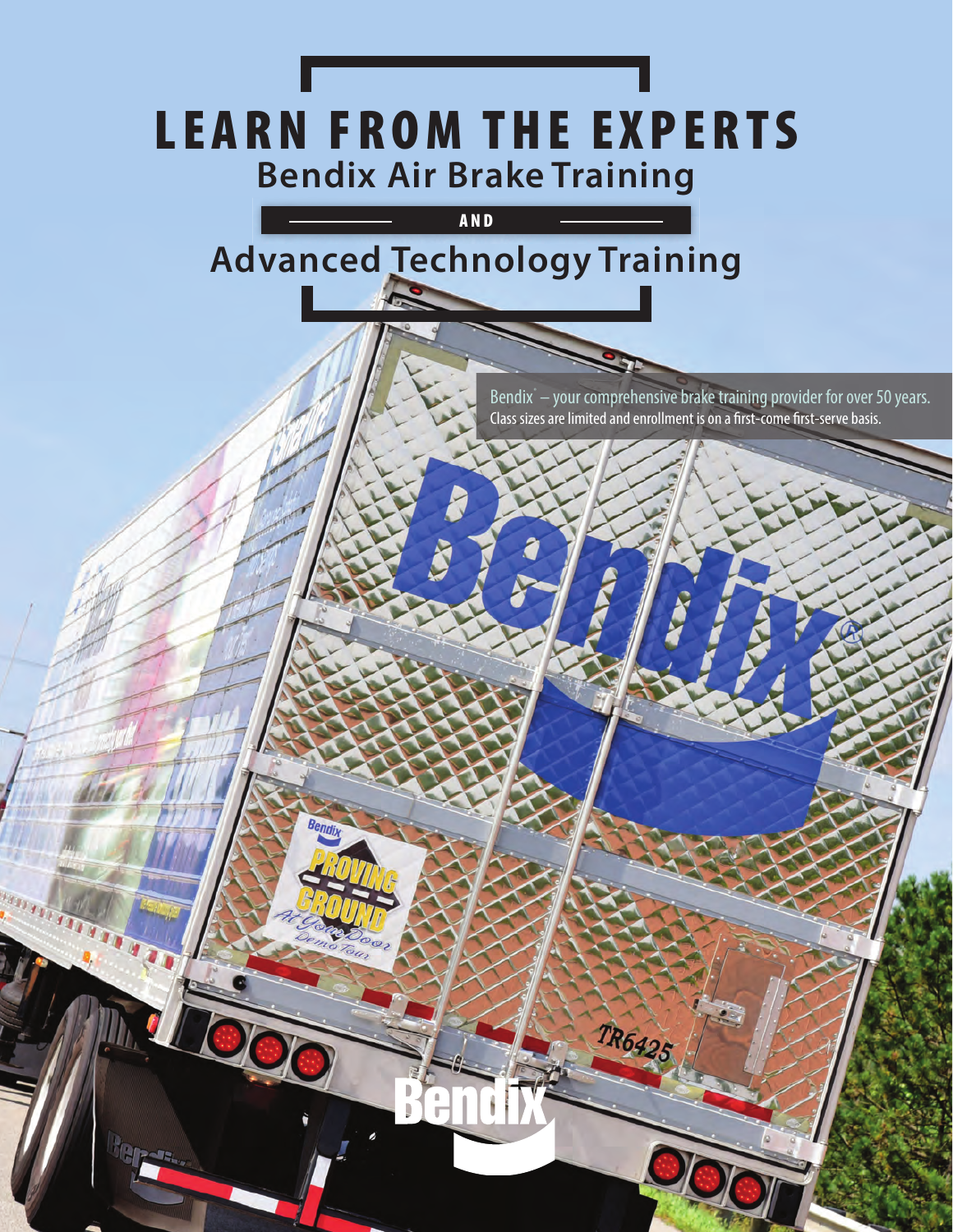# LEARN FROM THE EXPERTS

## Bendix Air Brake Training

**AND**

## Advanced Technology Training

Bendix® – your comprehensive brake training provider for over 50 years.
Class sizes are limited and enrollment is on a first-come first-serve basis.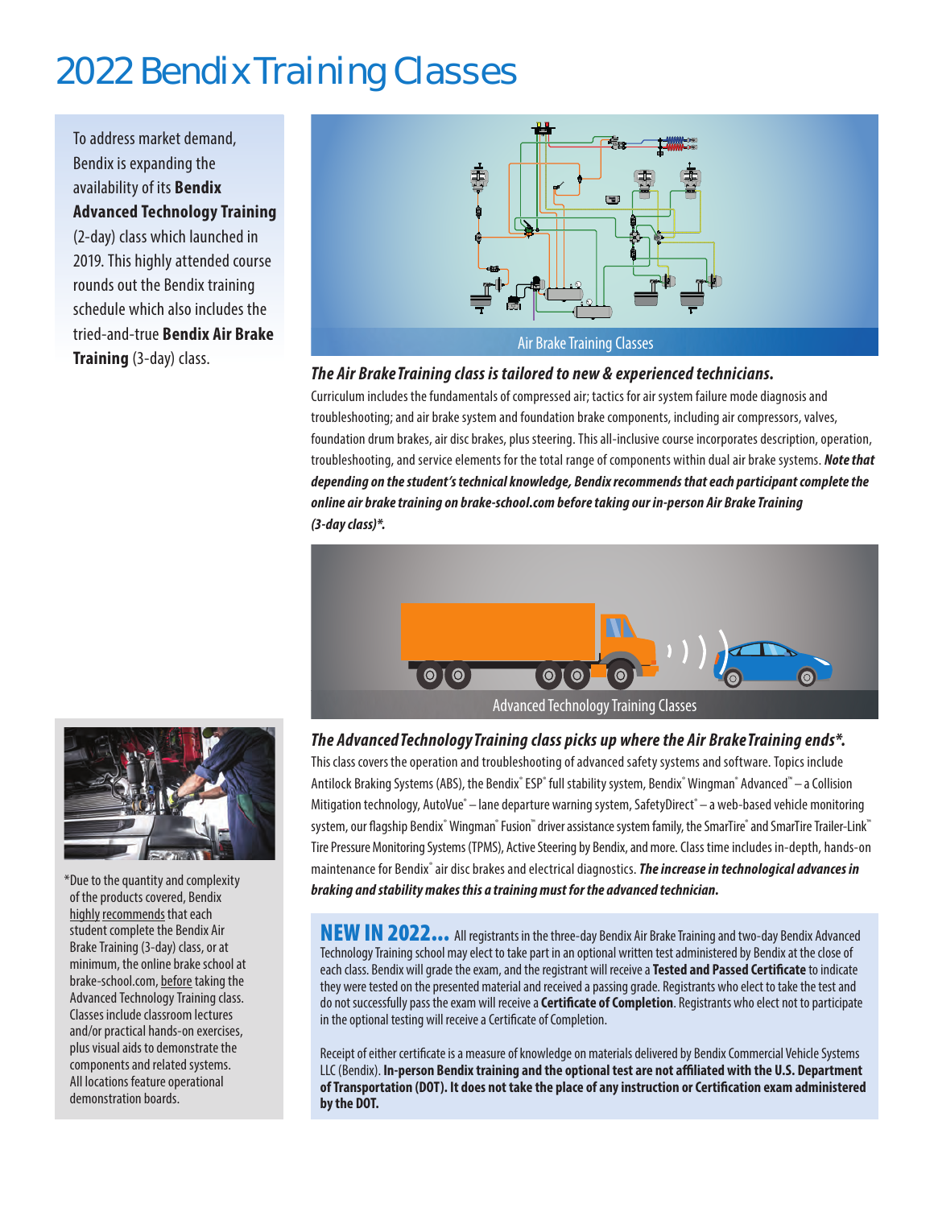# 2022 Bendix Training Classes

To address market demand, Bendix is expanding the availability of its **Bendix Advanced Technology Training** (2-day) class which launched in 2019. This highly attended course rounds out the Bendix training schedule which also includes the tried-and-true **Bendix Air Brake Training** (3-day) class.

Air Brake Training Classes

***The Air Brake Training class is tailored to new & experienced technicians.***

Curriculum includes the fundamentals of compressed air; tactics for air system failure mode diagnosis and troubleshooting; and air brake system and foundation brake components, including air compressors, valves, foundation drum brakes, air disc brakes, plus steering. This all-inclusive course incorporates description, operation, troubleshooting, and service elements for the total range of components within dual air brake systems. ***Note that depending on the student's technical knowledge, Bendix recommends that each participant complete the online air brake training on brake-school.com before taking our in-person Air Brake Training (3-day class)*.***

Advanced Technology Training Classes

***The Advanced Technology Training class picks up where the Air Brake Training ends*.***

This class covers the operation and troubleshooting of advanced safety systems and software. Topics include Antilock Braking Systems (ABS), the Bendix® ESP® full stability system, Bendix® Wingman® Advanced™ – a Collision Mitigation technology, AutoVue® – lane departure warning system, SafetyDirect® – a web-based vehicle monitoring system, our flagship Bendix® Wingman® Fusion™ driver assistance system family, the SmarTire® and SmarTire Trailer-Link™ Tire Pressure Monitoring Systems (TPMS), Active Steering by Bendix, and more. Class time includes in-depth, hands-on maintenance for Bendix® air disc brakes and electrical diagnostics. ***The increase in technological advances in braking and stability makes this a training must for the advanced technician.***

*Due to the quantity and complexity of the products covered, Bendix highly recommends that each student complete the Bendix Air Brake Training (3-day) class, or at minimum, the online brake school at brake-school.com, before taking the Advanced Technology Training class. Classes include classroom lectures and/or practical hands-on exercises, plus visual aids to demonstrate the components and related systems. All locations feature operational demonstration boards.

**NEW IN 2022...** All registrants in the three-day Bendix Air Brake Training and two-day Bendix Advanced Technology Training school may elect to take part in an optional written test administered by Bendix at the close of each class. Bendix will grade the exam, and the registrant will receive a **Tested and Passed Certificate** to indicate they were tested on the presented material and received a passing grade. Registrants who elect to take the test and do not successfully pass the exam will receive a **Certificate of Completion**. Registrants who elect not to participate in the optional testing will receive a Certificate of Completion.

Receipt of either certificate is a measure of knowledge on materials delivered by Bendix Commercial Vehicle Systems LLC (Bendix). **In-person Bendix training and the optional test are not affiliated with the U.S. Department of Transportation (DOT). It does not take the place of any instruction or Certification exam administered by the DOT.**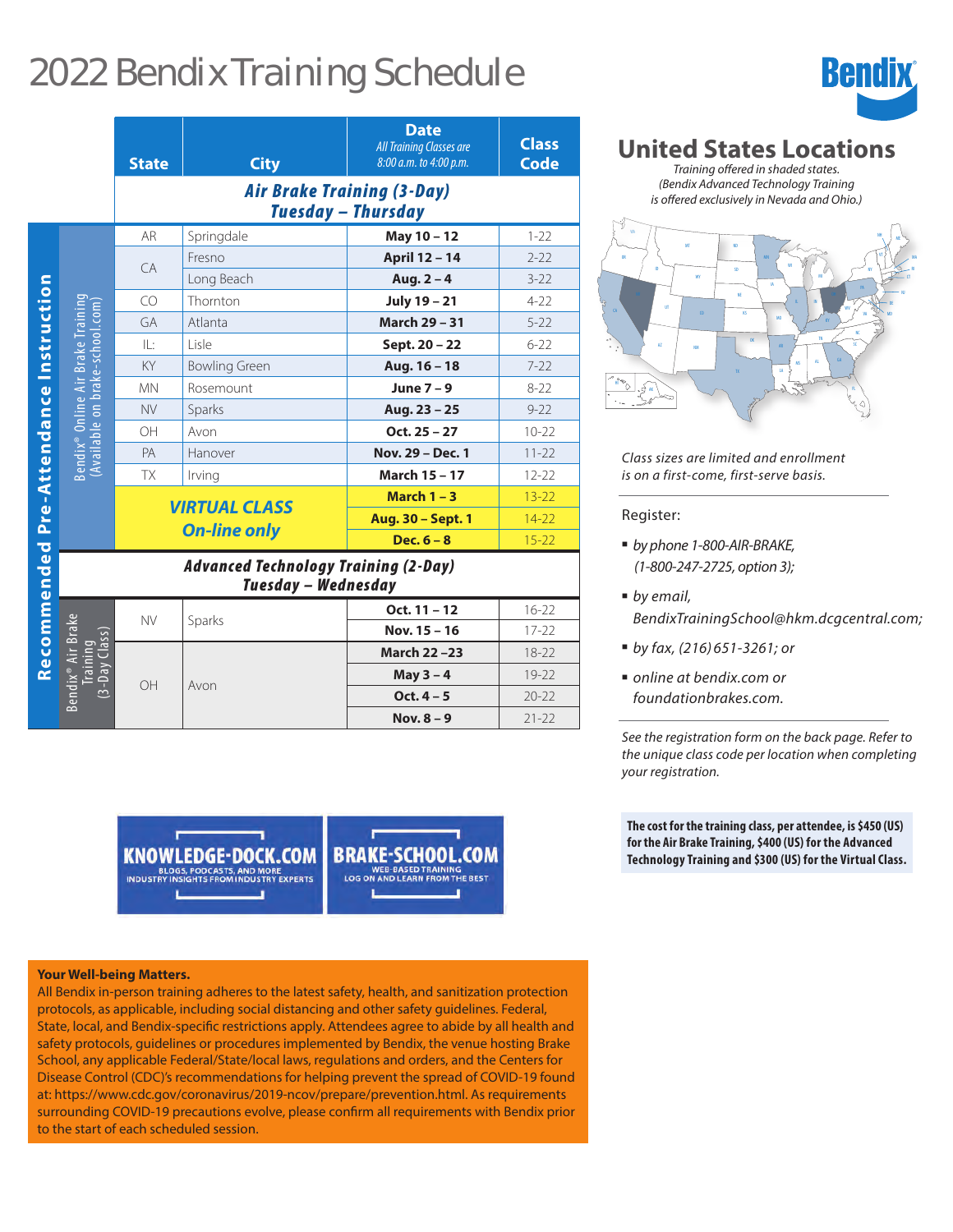# 2022 Bendix Training Schedule

**Recommended Pre-Attendance Instruction**

| | State | City | Date (All Training Classes are 8:00 a.m. to 4:00 p.m.) | Class Code |
|---|---|---|---|---|
| | **Air Brake Training (3-Day) Tuesday – Thursday** | | | |
| Bendix® Online Air Brake Training (Available on brake-school.com) | AR | Springdale | **May 10 – 12** | 1-22 |
| | CA | Fresno | **April 12 – 14** | 2-22 |
| | CA | Long Beach | **Aug. 2 – 4** | 3-22 |
| | CO | Thornton | **July 19 – 21** | 4-22 |
| | GA | Atlanta | **March 29 – 31** | 5-22 |
| | IL: | Lisle | **Sept. 20 – 22** | 6-22 |
| | KY | Bowling Green | **Aug. 16 – 18** | 7-22 |
| | MN | Rosemount | **June 7 – 9** | 8-22 |
| | NV | Sparks | **Aug. 23 – 25** | 9-22 |
| | OH | Avon | **Oct. 25 – 27** | 10-22 |
| | PA | Hanover | **Nov. 29 – Dec. 1** | 11-22 |
| | TX | Irving | **March 15 – 17** | 12-22 |
| | ***VIRTUAL CLASS On-line only*** | | **March 1 – 3** | 13-22 |
| | ***VIRTUAL CLASS On-line only*** | | **Aug. 30 – Sept. 1** | 14-22 |
| | ***VIRTUAL CLASS On-line only*** | | **Dec. 6 – 8** | 15-22 |
| **Advanced Technology Training (2-Day) Tuesday – Wednesday** | | | | |
| Bendix® Air Brake Training (3-Day Class) | NV | Sparks | **Oct. 11 – 12** | 16-22 |
| | NV | Sparks | **Nov. 15 – 16** | 17-22 |
| | OH | Avon | **March 22 –23** | 18-22 |
| | OH | Avon | **May 3 – 4** | 19-22 |
| | OH | Avon | **Oct. 4 – 5** | 20-22 |
| | OH | Avon | **Nov. 8 – 9** | 21-22 |

## United States Locations

*Training offered in shaded states.*
*(Bendix Advanced Technology Training is offered exclusively in Nevada and Ohio.)*

*Class sizes are limited and enrollment is on a first-come, first-serve basis.*

Register:

- *by phone 1-800-AIR-BRAKE, (1-800-247-2725, option 3);*
- *by email, BendixTrainingSchool@hkm.dcgcentral.com;*
- *by fax, (216) 651-3261; or*
- *online at bendix.com or foundationbrakes.com.*

*See the registration form on the back page. Refer to the unique class code per location when completing your registration.*

**The cost for the training class, per attendee, is $450 (US) for the Air Brake Training, $400 (US) for the Advanced Technology Training and $300 (US) for the Virtual Class.**

**KNOWLEDGE-DOCK.COM** BLOGS, PODCASTS, AND MORE INDUSTRY INSIGHTS FROM INDUSTRY EXPERTS

**BRAKE-SCHOOL.COM** WEB-BASED TRAINING LOG ON AND LEARN FROM THE BEST

**Your Well-being Matters.**
All Bendix in-person training adheres to the latest safety, health, and sanitization protection protocols, as applicable, including social distancing and other safety guidelines. Federal, State, local, and Bendix-specific restrictions apply. Attendees agree to abide by all health and safety protocols, guidelines or procedures implemented by Bendix, the venue hosting Brake School, any applicable Federal/State/local laws, regulations and orders, and the Centers for Disease Control (CDC)'s recommendations for helping prevent the spread of COVID-19 found at: https://www.cdc.gov/coronavirus/2019-ncov/prepare/prevention.html. As requirements surrounding COVID-19 precautions evolve, please confirm all requirements with Bendix prior to the start of each scheduled session.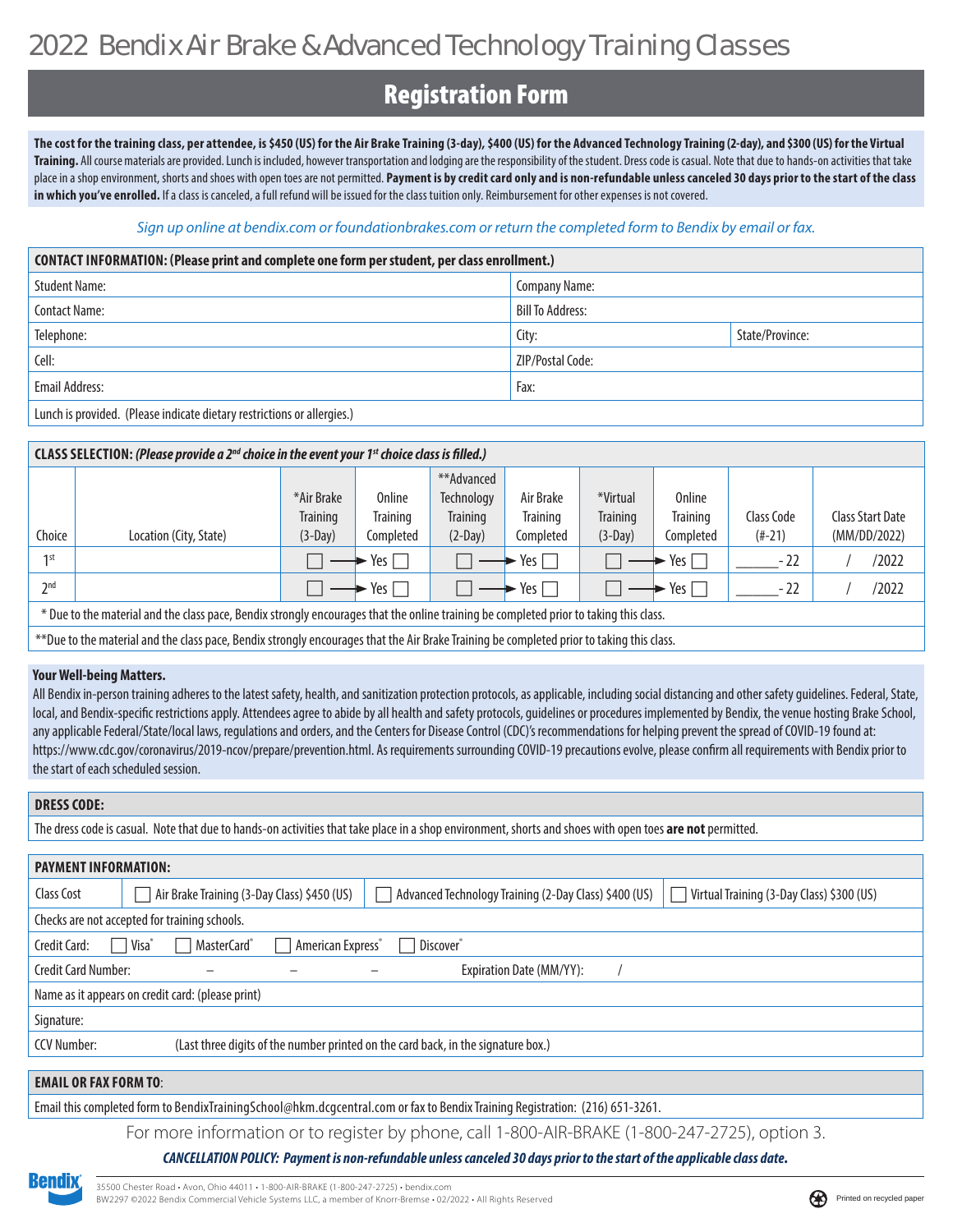# 2022 Bendix Air Brake & Advanced Technology Training Classes

## Registration Form

**The cost for the training class, per attendee, is $450 (US) for the Air Brake Training (3-day), $400 (US) for the Advanced Technology Training (2-day), and $300 (US) for the Virtual Training.** All course materials are provided. Lunch is included, however transportation and lodging are the responsibility of the student. Dress code is casual. Note that due to hands-on activities that take place in a shop environment, shorts and shoes with open toes are not permitted. **Payment is by credit card only and is non-refundable unless canceled 30 days prior to the start of the class in which you've enrolled.** If a class is canceled, a full refund will be issued for the class tuition only. Reimbursement for other expenses is not covered.

*Sign up online at bendix.com or foundationbrakes.com or return the completed form to Bendix by email or fax.*

| **CONTACT INFORMATION: (Please print and complete one form per student, per class enrollment.)** | | |
|---|---|---|
| Student Name: | Company Name: | |
| Contact Name: | Bill To Address: | |
| Telephone: | City: | State/Province: |
| Cell: | ZIP/Postal Code: | |
| Email Address: | Fax: | |
| Lunch is provided. (Please indicate dietary restrictions or allergies.) | | |

**CLASS SELECTION:** *(Please provide a 2nd choice in the event your 1st choice class is filled.)*

| Choice | Location (City, State) | *Air Brake Training (3-Day) | Online Training Completed | **Advanced Technology Training (2-Day) | Air Brake Training Completed | *Virtual Training (3-Day) | Online Training Completed | Class Code (#-21) | Class Start Date (MM/DD/2022) |
|---|---|---|---|---|---|---|---|---|---|
| 1st | | ☐ | Yes ☐ | ☐ | Yes ☐ | ☐ | Yes ☐ | ______- 22 | / /2022 |
| 2nd | | ☐ | Yes ☐ | ☐ | Yes ☐ | ☐ | Yes ☐ | ______- 22 | / /2022 |

\* Due to the material and the class pace, Bendix strongly encourages that the online training be completed prior to taking this class.

\*\*Due to the material and the class pace, Bendix strongly encourages that the Air Brake Training be completed prior to taking this class.

**Your Well-being Matters.**

All Bendix in-person training adheres to the latest safety, health, and sanitization protection protocols, as applicable, including social distancing and other safety guidelines. Federal, State, local, and Bendix-specific restrictions apply. Attendees agree to abide by all health and safety protocols, guidelines or procedures implemented by Bendix, the venue hosting Brake School, any applicable Federal/State/local laws, regulations and orders, and the Centers for Disease Control (CDC)'s recommendations for helping prevent the spread of COVID-19 found at: https://www.cdc.gov/coronavirus/2019-ncov/prepare/prevention.html. As requirements surrounding COVID-19 precautions evolve, please confirm all requirements with Bendix prior to the start of each scheduled session.

**DRESS CODE:**

The dress code is casual. Note that due to hands-on activities that take place in a shop environment, shorts and shoes with open toes **are not** permitted.

**PAYMENT INFORMATION:**

| | | | |
|---|---|---|---|
| Class Cost | ☐ Air Brake Training (3-Day Class) $450 (US) | ☐ Advanced Technology Training (2-Day Class) $400 (US) | ☐ Virtual Training (3-Day Class) $300 (US) |

Checks are not accepted for training schools.

Credit Card: ☐ Visa® ☐ MasterCard® ☐ American Express® ☐ Discover®

Credit Card Number: – – – Expiration Date (MM/YY): /

Name as it appears on credit card: (please print)

Signature:

CCV Number: (Last three digits of the number printed on the card back, in the signature box.)

**EMAIL OR FAX FORM TO**:

Email this completed form to BendixTrainingSchool@hkm.dcgcentral.com or fax to Bendix Training Registration: (216) 651-3261.

For more information or to register by phone, call 1-800-AIR-BRAKE (1-800-247-2725), option 3.

***CANCELLATION POLICY: Payment is non-refundable unless canceled 30 days prior to the start of the applicable class date.***

35500 Chester Road • Avon, Ohio 44011 • 1-800-AIR-BRAKE (1-800-247-2725) • bendix.com
BW2297 ©2022 Bendix Commercial Vehicle Systems LLC, a member of Knorr-Bremse • 02/2022 • All Rights Reserved

Printed on recycled paper